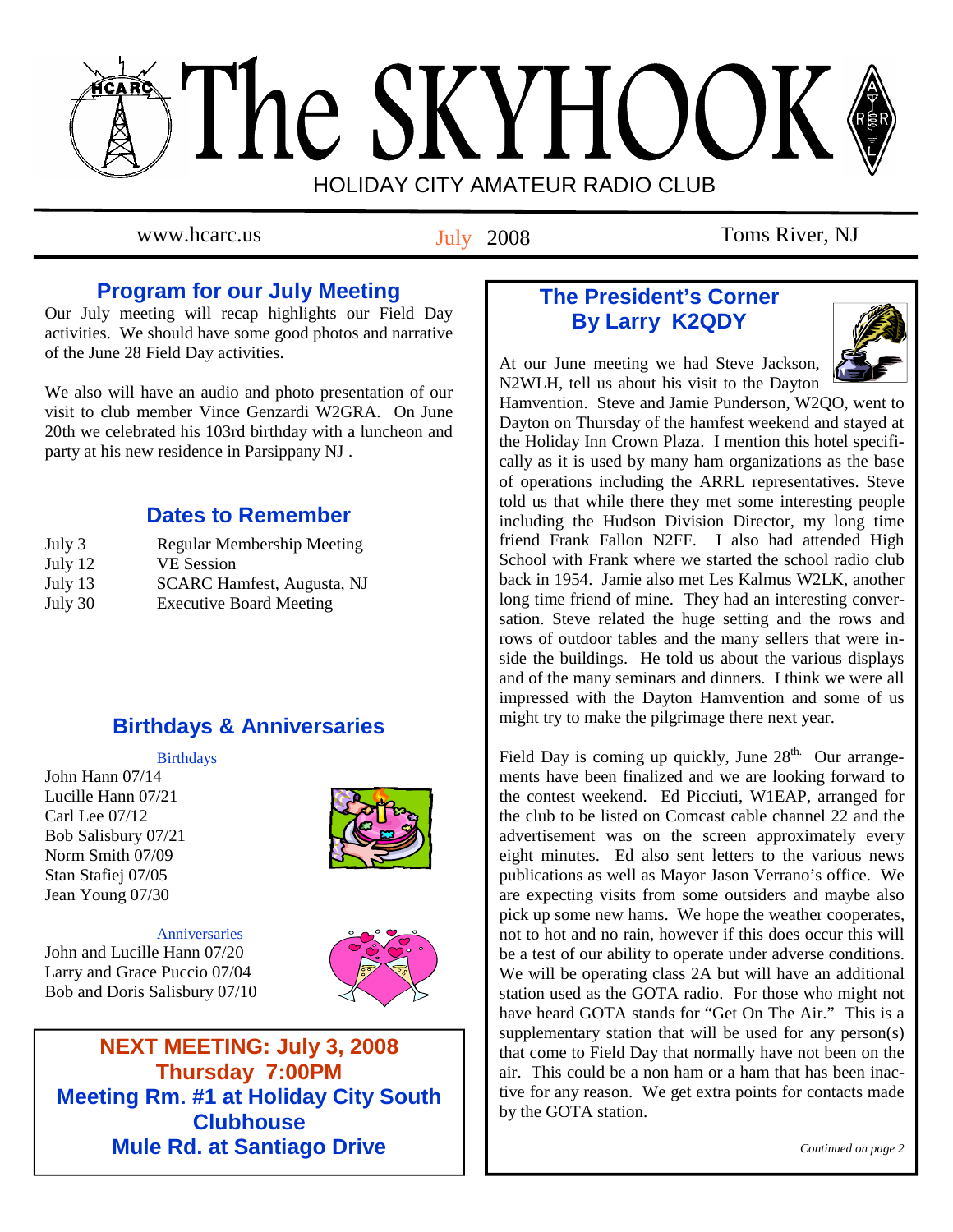# The SKYHOOK

HOLIDAY CITY AMATEUR RADIO CLUB

www.hcarc.us — July 2008 — Toms River, NJ

## Program for our July Meeting

Our July meeting will recap highlights our Field Day activities. We should have some good photos and narrative of the June 28 Field Day activities.

We also will have an audio and photo presentation of our visit to club member Vince Genzardi W2GRA. On June 20th we celebrated his 103rd birthday with a luncheon and party at his new residence in Parsippany NJ .

## Dates to Remember

| | |
|---|---|
| July 3 | Regular Membership Meeting |
| July 12 | VE Session |
| July 13 | SCARC Hamfest, Augusta, NJ |
| July 30 | Executive Board Meeting |

## Birthdays & Anniversaries

### Birthdays

John Hann 07/14
Lucille Hann 07/21
Carl Lee 07/12
Bob Salisbury 07/21
Norm Smith 07/09
Stan Stafiej 07/05
Jean Young 07/30

### Anniversaries

John and Lucille Hann 07/20
Larry and Grace Puccio 07/04
Bob and Doris Salisbury 07/10

**NEXT MEETING: July 3, 2008**
**Thursday 7:00PM**
**Meeting Rm. #1 at Holiday City South Clubhouse**
**Mule Rd. at Santiago Drive**

## The President's Corner
### By Larry K2QDY

At our June meeting we had Steve Jackson, N2WLH, tell us about his visit to the Dayton Hamvention. Steve and Jamie Punderson, W2QO, went to Dayton on Thursday of the hamfest weekend and stayed at the Holiday Inn Crown Plaza. I mention this hotel specifically as it is used by many ham organizations as the base of operations including the ARRL representatives. Steve told us that while there they met some interesting people including the Hudson Division Director, my long time friend Frank Fallon N2FF. I also had attended High School with Frank where we started the school radio club back in 1954. Jamie also met Les Kalmus W2LK, another long time friend of mine. They had an interesting conversation. Steve related the huge setting and the rows and rows of outdoor tables and the many sellers that were inside the buildings. He told us about the various displays and of the many seminars and dinners. I think we were all impressed with the Dayton Hamvention and some of us might try to make the pilgrimage there next year.

Field Day is coming up quickly, June 28th. Our arrangements have been finalized and we are looking forward to the contest weekend. Ed Picciuti, W1EAP, arranged for the club to be listed on Comcast cable channel 22 and the advertisement was on the screen approximately every eight minutes. Ed also sent letters to the various news publications as well as Mayor Jason Verrano's office. We are expecting visits from some outsiders and maybe also pick up some new hams. We hope the weather cooperates, not to hot and no rain, however if this does occur this will be a test of our ability to operate under adverse conditions. We will be operating class 2A but will have an additional station used as the GOTA radio. For those who might not have heard GOTA stands for "Get On The Air." This is a supplementary station that will be used for any person(s) that come to Field Day that normally have not been on the air. This could be a non ham or a ham that has been inactive for any reason. We get extra points for contacts made by the GOTA station.

*Continued on page 2*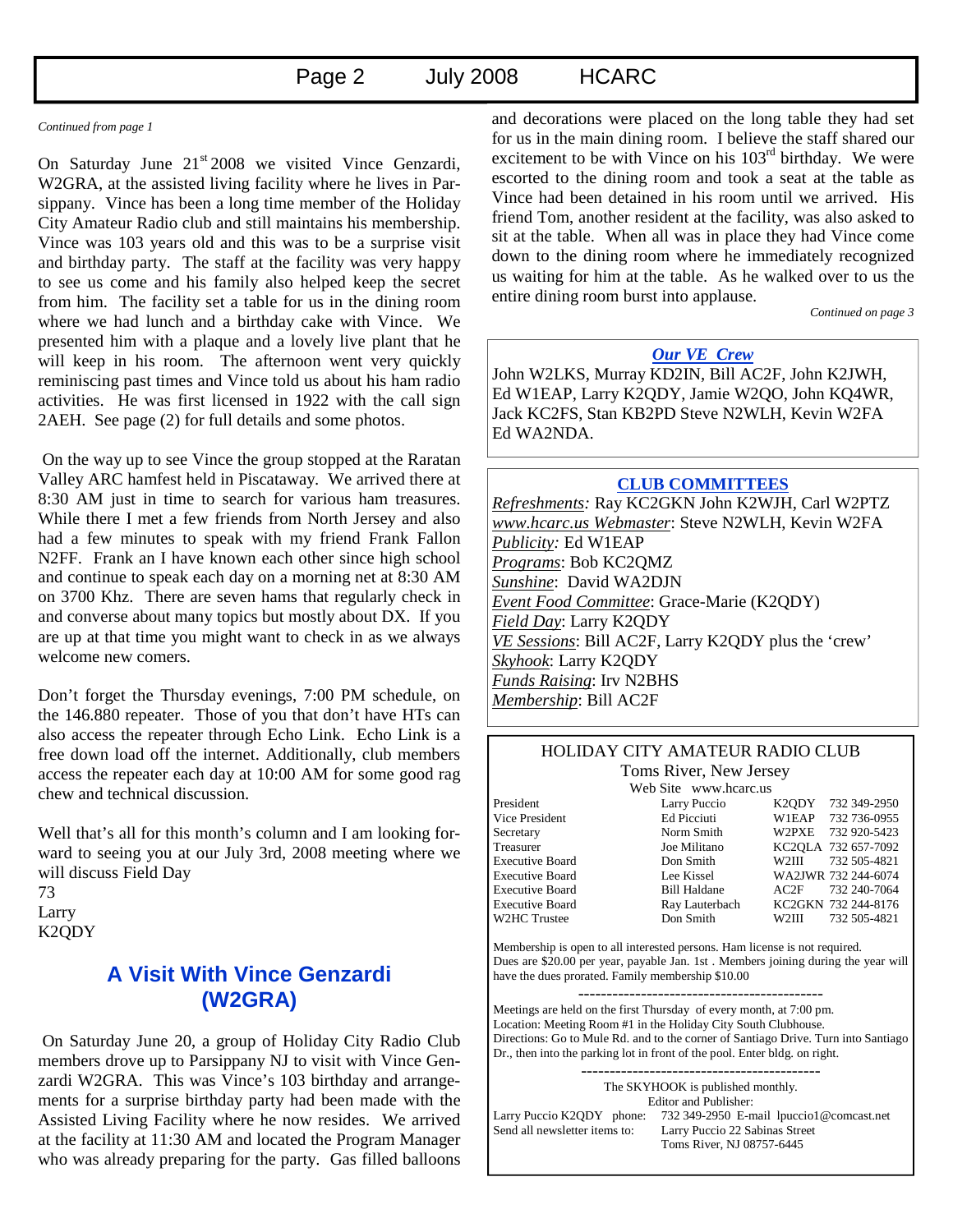*Continued from page 1*

On Saturday June 21st 2008 we visited Vince Genzardi, W2GRA, at the assisted living facility where he lives in Parsippany. Vince has been a long time member of the Holiday City Amateur Radio club and still maintains his membership. Vince was 103 years old and this was to be a surprise visit and birthday party. The staff at the facility was very happy to see us come and his family also helped keep the secret from him. The facility set a table for us in the dining room where we had lunch and a birthday cake with Vince. We presented him with a plaque and a lovely live plant that he will keep in his room. The afternoon went very quickly reminiscing past times and Vince told us about his ham radio activities. He was first licensed in 1922 with the call sign 2AEH. See page (2) for full details and some photos.

On the way up to see Vince the group stopped at the Raratan Valley ARC hamfest held in Piscataway. We arrived there at 8:30 AM just in time to search for various ham treasures. While there I met a few friends from North Jersey and also had a few minutes to speak with my friend Frank Fallon N2FF. Frank an I have known each other since high school and continue to speak each day on a morning net at 8:30 AM on 3700 Khz. There are seven hams that regularly check in and converse about many topics but mostly about DX. If you are up at that time you might want to check in as we always welcome new comers.

Don't forget the Thursday evenings, 7:00 PM schedule, on the 146.880 repeater. Those of you that don't have HTs can also access the repeater through Echo Link. Echo Link is a free down load off the internet. Additionally, club members access the repeater each day at 10:00 AM for some good rag chew and technical discussion.

Well that's all for this month's column and I am looking forward to seeing you at our July 3rd, 2008 meeting where we will discuss Field Day

73
Larry
K2QDY

## A Visit With Vince Genzardi (W2GRA)

On Saturday June 20, a group of Holiday City Radio Club members drove up to Parsippany NJ to visit with Vince Genzardi W2GRA. This was Vince's 103 birthday and arrangements for a surprise birthday party had been made with the Assisted Living Facility where he now resides. We arrived at the facility at 11:30 AM and located the Program Manager who was already preparing for the party. Gas filled balloons and decorations were placed on the long table they had set for us in the main dining room. I believe the staff shared our excitement to be with Vince on his 103rd birthday. We were escorted to the dining room and took a seat at the table as Vince had been detained in his room until we arrived. His friend Tom, another resident at the facility, was also asked to sit at the table. When all was in place they had Vince come down to the dining room where he immediately recognized us waiting for him at the table. As he walked over to us the entire dining room burst into applause.

*Continued on page 3*

### *Our VE Crew*

John W2LKS, Murray KD2IN, Bill AC2F, John K2JWH, Ed W1EAP, Larry K2QDY, Jamie W2QO, John KQ4WR, Jack KC2FS, Stan KB2PD Steve N2WLH, Kevin W2FA Ed WA2NDA.

### CLUB COMMITTEES

*Refreshments:* Ray KC2GKN John K2WJH, Carl W2PTZ
*www.hcarc.us Webmaster*: Steve N2WLH, Kevin W2FA
*Publicity:* Ed W1EAP
*Programs*: Bob KC2QMZ
*Sunshine*: David WA2DJN
*Event Food Committee*: Grace-Marie (K2QDY)
*Field Day*: Larry K2QDY
*VE Sessions*: Bill AC2F, Larry K2QDY plus the 'crew'
*Skyhook*: Larry K2QDY
*Funds Raising*: Irv N2BHS
*Membership*: Bill AC2F

### HOLIDAY CITY AMATEUR RADIO CLUB

Toms River, New Jersey
Web Site www.hcarc.us

| Position | Name | Call | Phone |
|---|---|---|---|
| President | Larry Puccio | K2QDY | 732 349-2950 |
| Vice President | Ed Picciuti | W1EAP | 732 736-0955 |
| Secretary | Norm Smith | W2PXE | 732 920-5423 |
| Treasurer | Joe Militano | KC2QLA | 732 657-7092 |
| Executive Board | Don Smith | W2III | 732 505-4821 |
| Executive Board | Lee Kissel | WA2JWR | 732 244-6074 |
| Executive Board | Bill Haldane | AC2F | 732 240-7064 |
| Executive Board | Ray Lauterbach | KC2GKN | 732 244-8176 |
| W2HC Trustee | Don Smith | W2III | 732 505-4821 |

Membership is open to all interested persons. Ham license is not required. Dues are $20.00 per year, payable Jan. 1st . Members joining during the year will have the dues prorated. Family membership $10.00

Meetings are held on the first Thursday of every month, at 7:00 pm.
Location: Meeting Room #1 in the Holiday City South Clubhouse.
Directions: Go to Mule Rd. and to the corner of Santiago Drive. Turn into Santiago Dr., then into the parking lot in front of the pool. Enter bldg. on right.

The SKYHOOK is published monthly.
Editor and Publisher:
Larry Puccio K2QDY phone: 732 349-2950 E-mail lpuccio1@comcast.net
Send all newsletter items to: Larry Puccio 22 Sabinas Street
Toms River, NJ 08757-6445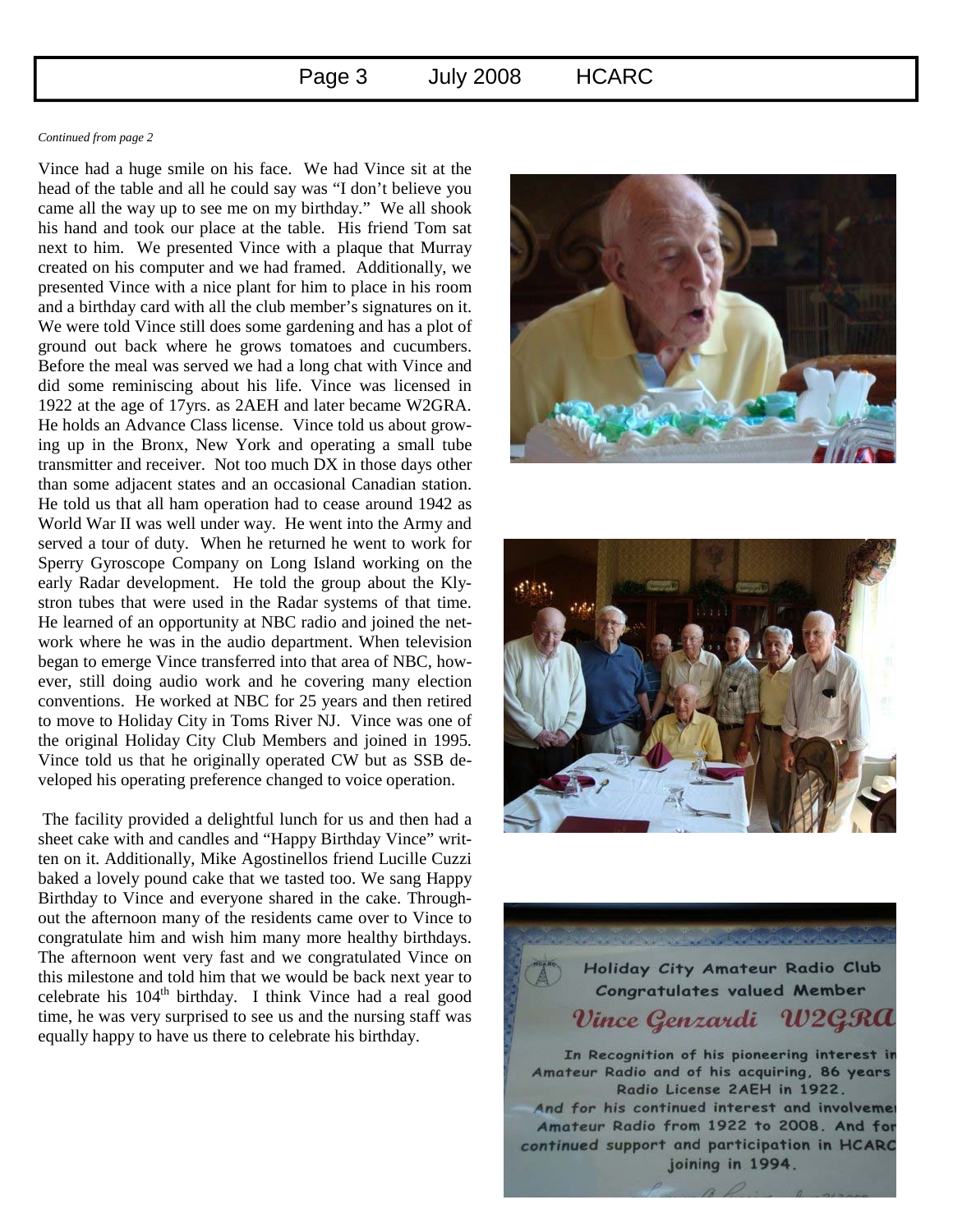*Continued from page 2*

Vince had a huge smile on his face. We had Vince sit at the head of the table and all he could say was "I don't believe you came all the way up to see me on my birthday." We all shook his hand and took our place at the table. His friend Tom sat next to him. We presented Vince with a plaque that Murray created on his computer and we had framed. Additionally, we presented Vince with a nice plant for him to place in his room and a birthday card with all the club member's signatures on it. We were told Vince still does some gardening and has a plot of ground out back where he grows tomatoes and cucumbers. Before the meal was served we had a long chat with Vince and did some reminiscing about his life. Vince was licensed in 1922 at the age of 17yrs. as 2AEH and later became W2GRA. He holds an Advance Class license. Vince told us about growing up in the Bronx, New York and operating a small tube transmitter and receiver. Not too much DX in those days other than some adjacent states and an occasional Canadian station. He told us that all ham operation had to cease around 1942 as World War II was well under way. He went into the Army and served a tour of duty. When he returned he went to work for Sperry Gyroscope Company on Long Island working on the early Radar development. He told the group about the Klystron tubes that were used in the Radar systems of that time. He learned of an opportunity at NBC radio and joined the network where he was in the audio department. When television began to emerge Vince transferred into that area of NBC, however, still doing audio work and he covering many election conventions. He worked at NBC for 25 years and then retired to move to Holiday City in Toms River NJ. Vince was one of the original Holiday City Club Members and joined in 1995. Vince told us that he originally operated CW but as SSB developed his operating preference changed to voice operation.

The facility provided a delightful lunch for us and then had a sheet cake with and candles and "Happy Birthday Vince" written on it. Additionally, Mike Agostinellos friend Lucille Cuzzi baked a lovely pound cake that we tasted too. We sang Happy Birthday to Vince and everyone shared in the cake. Throughout the afternoon many of the residents came over to Vince to congratulate him and wish him many more healthy birthdays. The afternoon went very fast and we congratulated Vince on this milestone and told him that we would be back next year to celebrate his 104th birthday. I think Vince had a real good time, he was very surprised to see us and the nursing staff was equally happy to have us there to celebrate his birthday.

Holiday City Amateur Radio Club
Congratulates valued Member
*Vince Genzardi W2GRA*

In Recognition of his pioneering interest in Amateur Radio and of his acquiring, 86 years Radio License 2AEH in 1922.
And for his continued interest and involvement Amateur Radio from 1922 to 2008. And for continued support and participation in HCARC joining in 1994.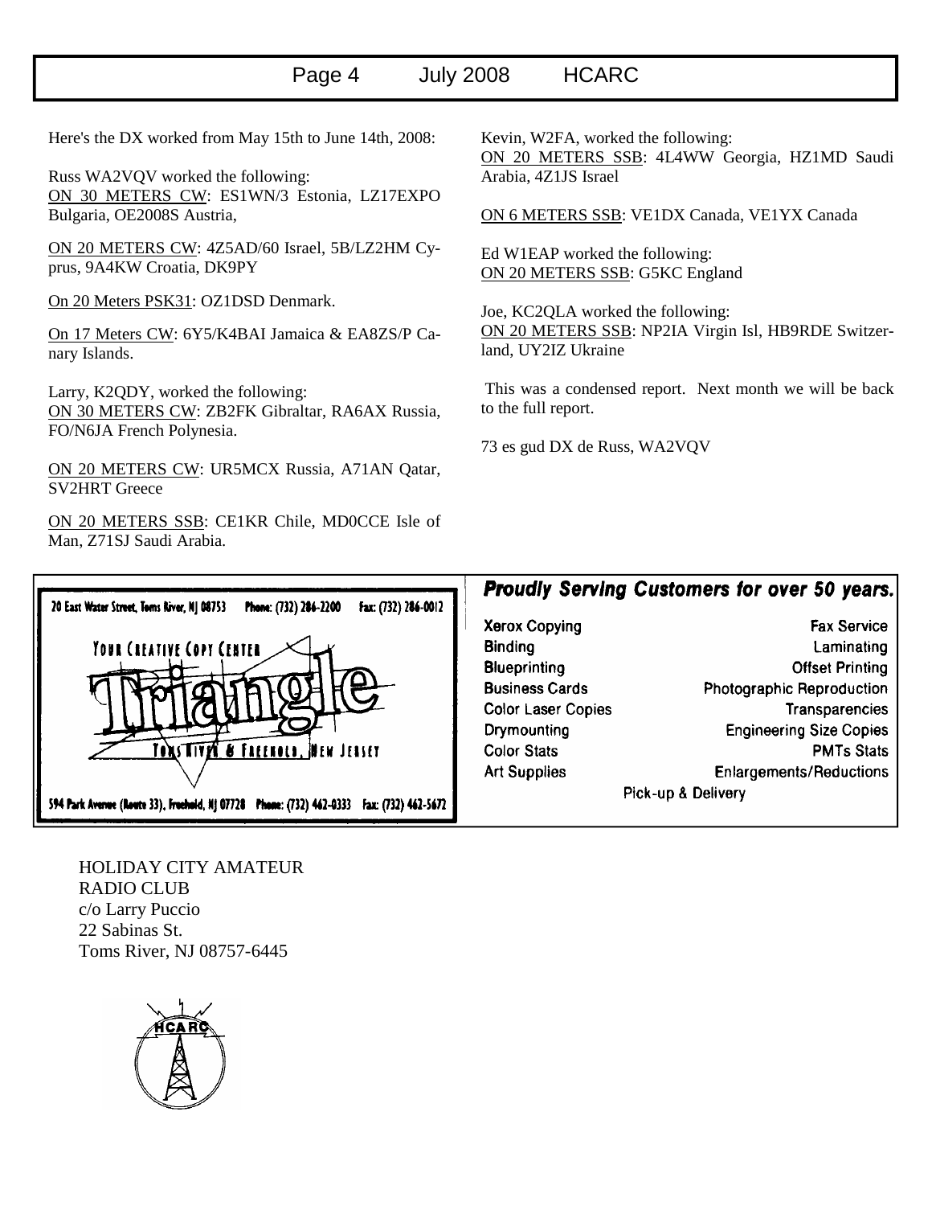Here's the DX worked from May 15th to June 14th, 2008:

Russ WA2VQV worked the following:
ON 30 METERS CW: ES1WN/3 Estonia, LZ17EXPO Bulgaria, OE2008S Austria,

ON 20 METERS CW: 4Z5AD/60 Israel, 5B/LZ2HM Cyprus, 9A4KW Croatia, DK9PY

On 20 Meters PSK31: OZ1DSD Denmark.

On 17 Meters CW: 6Y5/K4BAI Jamaica & EA8ZS/P Canary Islands.

Larry, K2QDY, worked the following:
ON 30 METERS CW: ZB2FK Gibraltar, RA6AX Russia, FO/N6JA French Polynesia.

ON 20 METERS CW: UR5MCX Russia, A71AN Qatar, SV2HRT Greece

ON 20 METERS SSB: CE1KR Chile, MD0CCE Isle of Man, Z71SJ Saudi Arabia.

Kevin, W2FA, worked the following:
ON 20 METERS SSB: 4L4WW Georgia, HZ1MD Saudi Arabia, 4Z1JS Israel

ON 6 METERS SSB: VE1DX Canada, VE1YX Canada

Ed W1EAP worked the following:
ON 20 METERS SSB: G5KC England

Joe, KC2QLA worked the following:
ON 20 METERS SSB: NP2IA Virgin Isl, HB9RDE Switzerland, UY2IZ Ukraine

This was a condensed report. Next month we will be back to the full report.

73 es gud DX de Russ, WA2VQV

20 East Water Street, Toms River, NJ 08753 Phone: (732) 286-2200 Fax: (732) 286-0012

YOUR CREATIVE COPY CENTER

**Triangle**

TOMS RIVER & FREEHOLD, NEW JERSEY

594 Park Avenue (Route 33), Freehold, NJ 07728 Phone: (732) 462-0333 Fax: (732) 462-5672

***Proudly Serving Customers for over 50 years.***

| | |
|---|---|
| Xerox Copying | Fax Service |
| Binding | Laminating |
| Blueprinting | Offset Printing |
| Business Cards | Photographic Reproduction |
| Color Laser Copies | Transparencies |
| Drymounting | Engineering Size Copies |
| Color Stats | PMTs Stats |
| Art Supplies | Enlargements/Reductions |

Pick-up & Delivery

HOLIDAY CITY AMATEUR
RADIO CLUB
c/o Larry Puccio
22 Sabinas St.
Toms River, NJ 08757-6445

HCARC